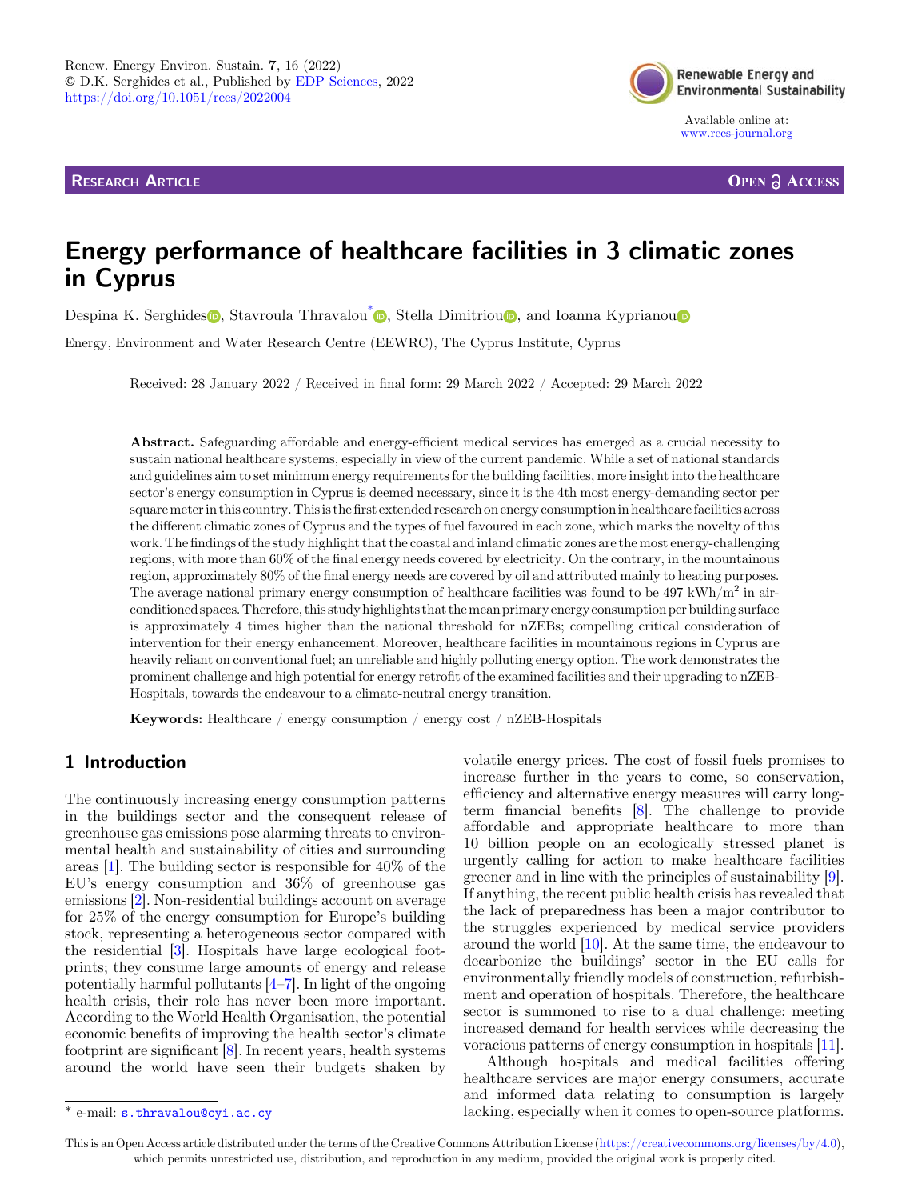# Energy performance of healthcare facilities in 3 climatic zones in Cyprus

Despina K. Serghides, Stavroula Thravalou*, Stella Dimitriou, and Ioanna Kyprianou

Energy, Environment and Water Research Centre (EEWRC), The Cyprus Institute, Cyprus

Received: 28 January 2022 / Received in final form: 29 March 2022 / Accepted: 29 March 2022

**Abstract.** Safeguarding affordable and energy-efficient medical services has emerged as a crucial necessity to sustain national healthcare systems, especially in view of the current pandemic. While a set of national standards and guidelines aim to set minimum energy requirements for the building facilities, more insight into the healthcare sector's energy consumption in Cyprus is deemed necessary, since it is the 4th most energy-demanding sector per square meter in this country. This is the first extended research on energy consumption in healthcare facilities across the different climatic zones of Cyprus and the types of fuel favoured in each zone, which marks the novelty of this work. The findings of the study highlight that the coastal and inland climatic zones are the most energy-challenging regions, with more than 60% of the final energy needs covered by electricity. On the contrary, in the mountainous region, approximately 80% of the final energy needs are covered by oil and attributed mainly to heating purposes. The average national primary energy consumption of healthcare facilities was found to be 497 kWh/m$^2$ in air-conditioned spaces. Therefore, this study highlights that the mean primary energy consumption per building surface is approximately 4 times higher than the national threshold for nZEBs; compelling critical consideration of intervention for their energy enhancement. Moreover, healthcare facilities in mountainous regions in Cyprus are heavily reliant on conventional fuel; an unreliable and highly polluting energy option. The work demonstrates the prominent challenge and high potential for energy retrofit of the examined facilities and their upgrading to nZEB-Hospitals, towards the endeavour to a climate-neutral energy transition.

**Keywords:** Healthcare / energy consumption / energy cost / nZEB-Hospitals

## 1 Introduction

The continuously increasing energy consumption patterns in the buildings sector and the consequent release of greenhouse gas emissions pose alarming threats to environmental health and sustainability of cities and surrounding areas [1]. The building sector is responsible for 40% of the EU's energy consumption and 36% of greenhouse gas emissions [2]. Non-residential buildings account on average for 25% of the energy consumption for Europe's building stock, representing a heterogeneous sector compared with the residential [3]. Hospitals have large ecological footprints; they consume large amounts of energy and release potentially harmful pollutants [4–7]. In light of the ongoing health crisis, their role has never been more important. According to the World Health Organisation, the potential economic benefits of improving the health sector's climate footprint are significant [8]. In recent years, health systems around the world have seen their budgets shaken by volatile energy prices. The cost of fossil fuels promises to increase further in the years to come, so conservation, efficiency and alternative energy measures will carry long-term financial benefits [8]. The challenge to provide affordable and appropriate healthcare to more than 10 billion people on an ecologically stressed planet is urgently calling for action to make healthcare facilities greener and in line with the principles of sustainability [9]. If anything, the recent public health crisis has revealed that the lack of preparedness has been a major contributor to the struggles experienced by medical service providers around the world [10]. At the same time, the endeavour to decarbonize the buildings' sector in the EU calls for environmentally friendly models of construction, refurbishment and operation of hospitals. Therefore, the healthcare sector is summoned to rise to a dual challenge: meeting increased demand for health services while decreasing the voracious patterns of energy consumption in hospitals [11].

Although hospitals and medical facilities offering healthcare services are major energy consumers, accurate and informed data relating to consumption is largely lacking, especially when it comes to open-source platforms.

* e-mail: s.thravalou@cyi.ac.cy

This is an Open Access article distributed under the terms of the Creative Commons Attribution License (https://creativecommons.org/licenses/by/4.0), which permits unrestricted use, distribution, and reproduction in any medium, provided the original work is properly cited.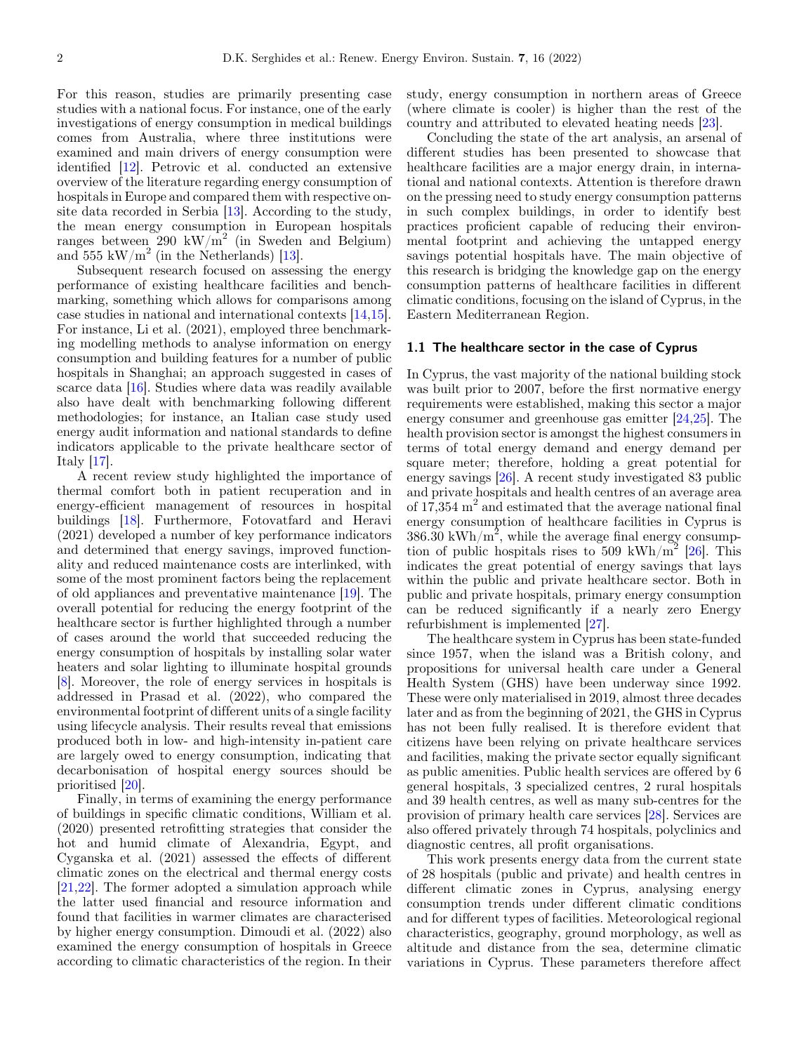For this reason, studies are primarily presenting case studies with a national focus. For instance, one of the early investigations of energy consumption in medical buildings comes from Australia, where three institutions were examined and main drivers of energy consumption were identified [12]. Petrovic et al. conducted an extensive overview of the literature regarding energy consumption of hospitals in Europe and compared them with respective on-site data recorded in Serbia [13]. According to the study, the mean energy consumption in European hospitals ranges between 290 kW/m$^2$ (in Sweden and Belgium) and 555 kW/m$^2$ (in the Netherlands) [13].

Subsequent research focused on assessing the energy performance of existing healthcare facilities and benchmarking, something which allows for comparisons among case studies in national and international contexts [14,15]. For instance, Li et al. (2021), employed three benchmarking modelling methods to analyse information on energy consumption and building features for a number of public hospitals in Shanghai; an approach suggested in cases of scarce data [16]. Studies where data was readily available also have dealt with benchmarking following different methodologies; for instance, an Italian case study used energy audit information and national standards to define indicators applicable to the private healthcare sector of Italy [17].

A recent review study highlighted the importance of thermal comfort both in patient recuperation and in energy-efficient management of resources in hospital buildings [18]. Furthermore, Fotovatfard and Heravi (2021) developed a number of key performance indicators and determined that energy savings, improved functionality and reduced maintenance costs are interlinked, with some of the most prominent factors being the replacement of old appliances and preventative maintenance [19]. The overall potential for reducing the energy footprint of the healthcare sector is further highlighted through a number of cases around the world that succeeded reducing the energy consumption of hospitals by installing solar water heaters and solar lighting to illuminate hospital grounds [8]. Moreover, the role of energy services in hospitals is addressed in Prasad et al. (2022), who compared the environmental footprint of different units of a single facility using lifecycle analysis. Their results reveal that emissions produced both in low- and high-intensity in-patient care are largely owed to energy consumption, indicating that decarbonisation of hospital energy sources should be prioritised [20].

Finally, in terms of examining the energy performance of buildings in specific climatic conditions, William et al. (2020) presented retrofitting strategies that consider the hot and humid climate of Alexandria, Egypt, and Cyganska et al. (2021) assessed the effects of different climatic zones on the electrical and thermal energy costs [21,22]. The former adopted a simulation approach while the latter used financial and resource information and found that facilities in warmer climates are characterised by higher energy consumption. Dimoudi et al. (2022) also examined the energy consumption of hospitals in Greece according to climatic characteristics of the region. In their study, energy consumption in northern areas of Greece (where climate is cooler) is higher than the rest of the country and attributed to elevated heating needs [23].

Concluding the state of the art analysis, an arsenal of different studies has been presented to showcase that healthcare facilities are a major energy drain, in international and national contexts. Attention is therefore drawn on the pressing need to study energy consumption patterns in such complex buildings, in order to identify best practices proficient capable of reducing their environmental footprint and achieving the untapped energy savings potential hospitals have. The main objective of this research is bridging the knowledge gap on the energy consumption patterns of healthcare facilities in different climatic conditions, focusing on the island of Cyprus, in the Eastern Mediterranean Region.

### 1.1 The healthcare sector in the case of Cyprus

In Cyprus, the vast majority of the national building stock was built prior to 2007, before the first normative energy requirements were established, making this sector a major energy consumer and greenhouse gas emitter [24,25]. The health provision sector is amongst the highest consumers in terms of total energy demand and energy demand per square meter; therefore, holding a great potential for energy savings [26]. A recent study investigated 83 public and private hospitals and health centres of an average area of 17,354 m$^2$ and estimated that the average national final energy consumption of healthcare facilities in Cyprus is 386.30 kWh/m$^2$, while the average final energy consumption of public hospitals rises to 509 kWh/m$^2$ [26]. This indicates the great potential of energy savings that lays within the public and private healthcare sector. Both in public and private hospitals, primary energy consumption can be reduced significantly if a nearly zero Energy refurbishment is implemented [27].

The healthcare system in Cyprus has been state-funded since 1957, when the island was a British colony, and propositions for universal health care under a General Health System (GHS) have been underway since 1992. These were only materialised in 2019, almost three decades later and as from the beginning of 2021, the GHS in Cyprus has not been fully realised. It is therefore evident that citizens have been relying on private healthcare services and facilities, making the private sector equally significant as public amenities. Public health services are offered by 6 general hospitals, 3 specialized centres, 2 rural hospitals and 39 health centres, as well as many sub-centres for the provision of primary health care services [28]. Services are also offered privately through 74 hospitals, polyclinics and diagnostic centres, all profit organisations.

This work presents energy data from the current state of 28 hospitals (public and private) and health centres in different climatic zones in Cyprus, analysing energy consumption trends under different climatic conditions and for different types of facilities. Meteorological regional characteristics, geography, ground morphology, as well as altitude and distance from the sea, determine climatic variations in Cyprus. These parameters therefore affect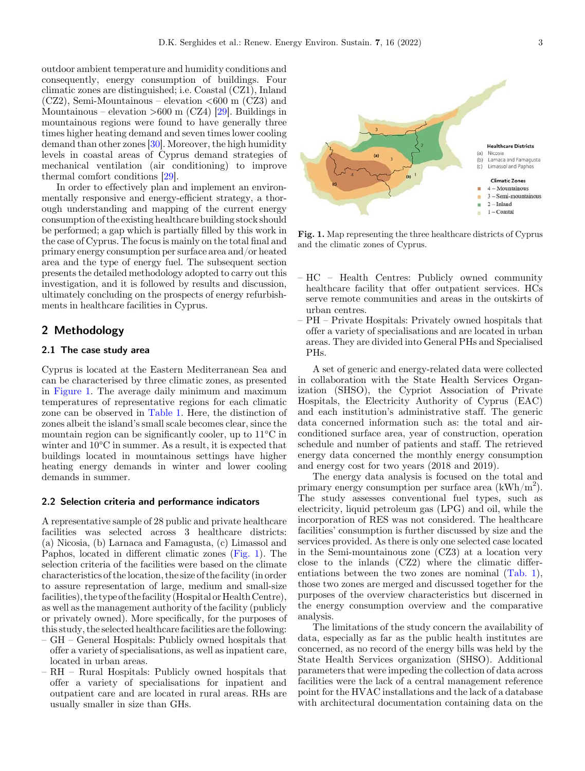outdoor ambient temperature and humidity conditions and consequently, energy consumption of buildings. Four climatic zones are distinguished; i.e. Coastal (CZ1), Inland (CZ2), Semi-Mountainous – elevation <600 m (CZ3) and Mountainous – elevation >600 m (CZ4) [29]. Buildings in mountainous regions were found to have generally three times higher heating demand and seven times lower cooling demand than other zones [30]. Moreover, the high humidity levels in coastal areas of Cyprus demand strategies of mechanical ventilation (air conditioning) to improve thermal comfort conditions [29].

In order to effectively plan and implement an environmentally responsive and energy-efficient strategy, a thorough understanding and mapping of the current energy consumption of the existing healthcare building stock should be performed; a gap which is partially filled by this work in the case of Cyprus. The focus is mainly on the total final and primary energy consumption per surface area and/or heated area and the type of energy fuel. The subsequent section presents the detailed methodology adopted to carry out this investigation, and it is followed by results and discussion, ultimately concluding on the prospects of energy refurbishments in healthcare facilities in Cyprus.

## 2 Methodology

### 2.1 The case study area

Cyprus is located at the Eastern Mediterranean Sea and can be characterised by three climatic zones, as presented in Figure 1. The average daily minimum and maximum temperatures of representative regions for each climatic zone can be observed in Table 1. Here, the distinction of zones albeit the island's small scale becomes clear, since the mountain region can be significantly cooler, up to 11°C in winter and 10°C in summer. As a result, it is expected that buildings located in mountainous settings have higher heating energy demands in winter and lower cooling demands in summer.

### 2.2 Selection criteria and performance indicators

A representative sample of 28 public and private healthcare facilities was selected across 3 healthcare districts: (a) Nicosia, (b) Larnaca and Famagusta, (c) Limassol and Paphos, located in different climatic zones (Fig. 1). The selection criteria of the facilities were based on the climate characteristics of the location, the size of the facility (in order to assure representation of large, medium and small-size facilities), the type of the facility (Hospital or Health Centre), as well as the management authority of the facility (publicly or privately owned). More specifically, for the purposes of this study, the selected healthcare facilities are the following:

- GH – General Hospitals: Publicly owned hospitals that offer a variety of specialisations, as well as inpatient care, located in urban areas.
- RH – Rural Hospitals: Publicly owned hospitals that offer a variety of specialisations for inpatient and outpatient care and are located in rural areas. RHs are usually smaller in size than GHs.

Healthcare Districts
(a) Nicosia
(b) Larnaca and Famagusta
(c) Limassol and Paphos

Climatic Zones
4 – Mountainous
3 – Semi-mountainous
2 – Inland
1 – Coastal

**Fig. 1.** Map representing the three healthcare districts of Cyprus and the climatic zones of Cyprus.

- HC – Health Centres: Publicly owned community healthcare facility that offer outpatient services. HCs serve remote communities and areas in the outskirts of urban centres.
- PH – Private Hospitals: Privately owned hospitals that offer a variety of specialisations and are located in urban areas. They are divided into General PHs and Specialised PHs.

A set of generic and energy-related data were collected in collaboration with the State Health Services Organization (SHSO), the Cypriot Association of Private Hospitals, the Electricity Authority of Cyprus (EAC) and each institution's administrative staff. The generic data concerned information such as: the total and air-conditioned surface area, year of construction, operation schedule and number of patients and staff. The retrieved energy data concerned the monthly energy consumption and energy cost for two years (2018 and 2019).

The energy data analysis is focused on the total and primary energy consumption per surface area ($kWh/m^2$). The study assesses conventional fuel types, such as electricity, liquid petroleum gas (LPG) and oil, while the incorporation of RES was not considered. The healthcare facilities' consumption is further discussed by size and the services provided. As there is only one selected case located in the Semi-mountainous zone (CZ3) at a location very close to the inlands (CZ2) where the climatic differentiations between the two zones are nominal (Tab. 1), those two zones are merged and discussed together for the purposes of the overview characteristics but discerned in the energy consumption overview and the comparative analysis.

The limitations of the study concern the availability of data, especially as far as the public health institutes are concerned, as no record of the energy bills was held by the State Health Services organization (SHSO). Additional parameters that were impeding the collection of data across facilities were the lack of a central management reference point for the HVAC installations and the lack of a database with architectural documentation containing data on the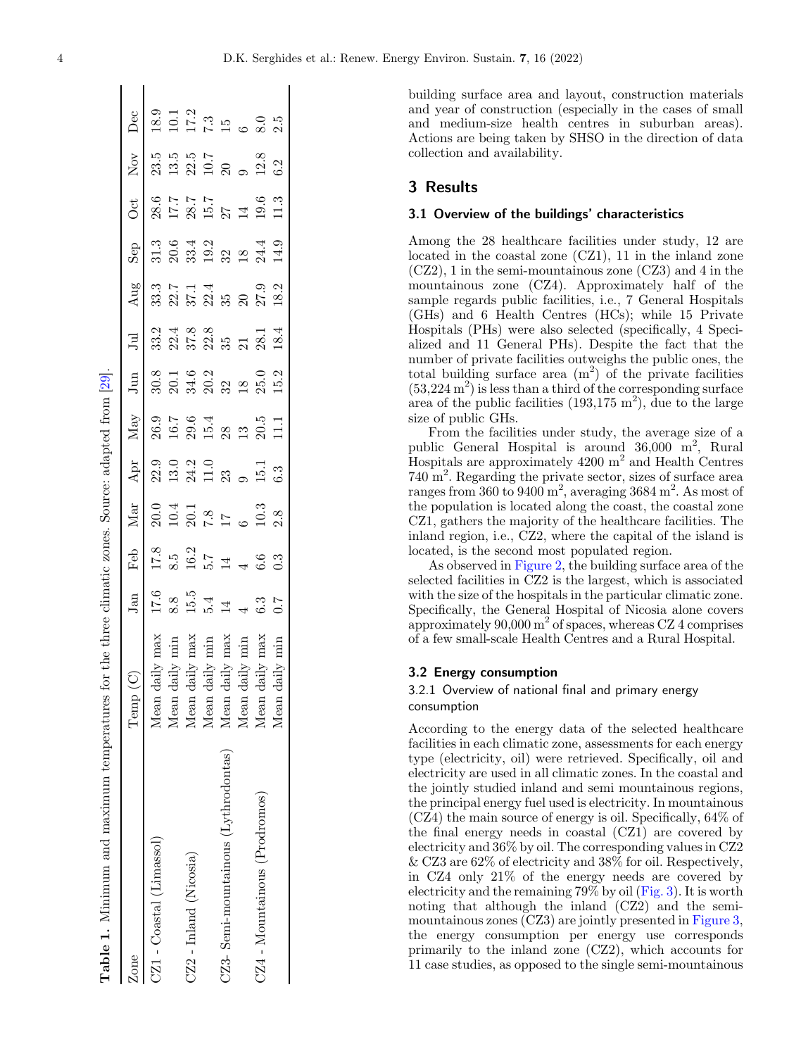**Table 1.** Minimum and maximum temperatures for the three climatic zones. Source: adapted from [29].

| Zone | Temp (C) | Jan | Feb | Mar | Apr | May | Jun | Jul | Aug | Sep | Oct | Nov | Dec |
|---|---|---|---|---|---|---|---|---|---|---|---|---|---|
| CZ1 - Coastal (Limassol) | Mean daily max | 17.6 | 17.8 | 20.0 | 22.9 | 26.9 | 30.8 | 33.2 | 33.3 | 31.3 | 28.6 | 23.5 | 18.9 |
| | Mean daily min | 8.8 | 8.5 | 10.4 | 13.0 | 16.7 | 20.1 | 22.4 | 22.7 | 20.6 | 17.7 | 13.5 | 10.1 |
| CZ2 - Inland (Nicosia) | Mean daily max | 15.5 | 16.2 | 20.1 | 24.2 | 29.6 | 34.6 | 37.8 | 37.1 | 33.4 | 28.7 | 22.5 | 17.2 |
| | Mean daily min | 5.4 | 5.7 | 7.8 | 11.0 | 15.4 | 20.2 | 22.8 | 22.4 | 19.2 | 15.7 | 10.7 | 7.3 |
| CZ3- Semi-mountainous (Lythrodontas) | Mean daily max | 14 | 14 | 17 | 23 | 28 | 32 | 35 | 35 | 32 | 27 | 20 | 15 |
| | Mean daily min | 4 | 4 | 6 | 9 | 13 | 18 | 21 | 20 | 18 | 14 | 9 | 6 |
| CZ4 - Mountainous (Prodromos) | Mean daily max | 6.3 | 6.6 | 10.3 | 15.1 | 20.5 | 25.0 | 28.1 | 27.9 | 24.4 | 19.6 | 12.8 | 8.0 |
| | Mean daily min | 0.7 | 0.3 | 2.8 | 6.3 | 11.1 | 15.2 | 18.4 | 18.2 | 14.9 | 11.3 | 6.2 | 2.5 |

building surface area and layout, construction materials and year of construction (especially in the cases of small and medium-size health centres in suburban areas). Actions are being taken by SHSO in the direction of data collection and availability.

## 3 Results

### 3.1 Overview of the buildings' characteristics

Among the 28 healthcare facilities under study, 12 are located in the coastal zone (CZ1), 11 in the inland zone (CZ2), 1 in the semi-mountainous zone (CZ3) and 4 in the mountainous zone (CZ4). Approximately half of the sample regards public facilities, i.e., 7 General Hospitals (GHs) and 6 Health Centres (HCs); while 15 Private Hospitals (PHs) were also selected (specifically, 4 Specialized and 11 General PHs). Despite the fact that the number of private facilities outweighs the public ones, the total building surface area ($m^2$) of the private facilities (53,224 $m^2$) is less than a third of the corresponding surface area of the public facilities (193,175 $m^2$), due to the large size of public GHs.

From the facilities under study, the average size of a public General Hospital is around 36,000 $m^2$, Rural Hospitals are approximately 4200 $m^2$ and Health Centres 740 $m^2$. Regarding the private sector, sizes of surface area ranges from 360 to 9400 $m^2$, averaging 3684 $m^2$. As most of the population is located along the coast, the coastal zone CZ1, gathers the majority of the healthcare facilities. The inland region, i.e., CZ2, where the capital of the island is located, is the second most populated region.

As observed in Figure 2, the building surface area of the selected facilities in CZ2 is the largest, which is associated with the size of the hospitals in the particular climatic zone. Specifically, the General Hospital of Nicosia alone covers approximately 90,000 $m^2$ of spaces, whereas CZ 4 comprises of a few small-scale Health Centres and a Rural Hospital.

### 3.2 Energy consumption

#### 3.2.1 Overview of national final and primary energy consumption

According to the energy data of the selected healthcare facilities in each climatic zone, assessments for each energy type (electricity, oil) were retrieved. Specifically, oil and electricity are used in all climatic zones. In the coastal and the jointly studied inland and semi mountainous regions, the principal energy fuel used is electricity. In mountainous (CZ4) the main source of energy is oil. Specifically, 64% of the final energy needs in coastal (CZ1) are covered by electricity and 36% by oil. The corresponding values in CZ2 & CZ3 are 62% of electricity and 38% for oil. Respectively, in CZ4 only 21% of the energy needs are covered by electricity and the remaining 79% by oil (Fig. 3). It is worth noting that although the inland (CZ2) and the semi-mountainous zones (CZ3) are jointly presented in Figure 3, the energy consumption per energy use corresponds primarily to the inland zone (CZ2), which accounts for 11 case studies, as opposed to the single semi-mountainous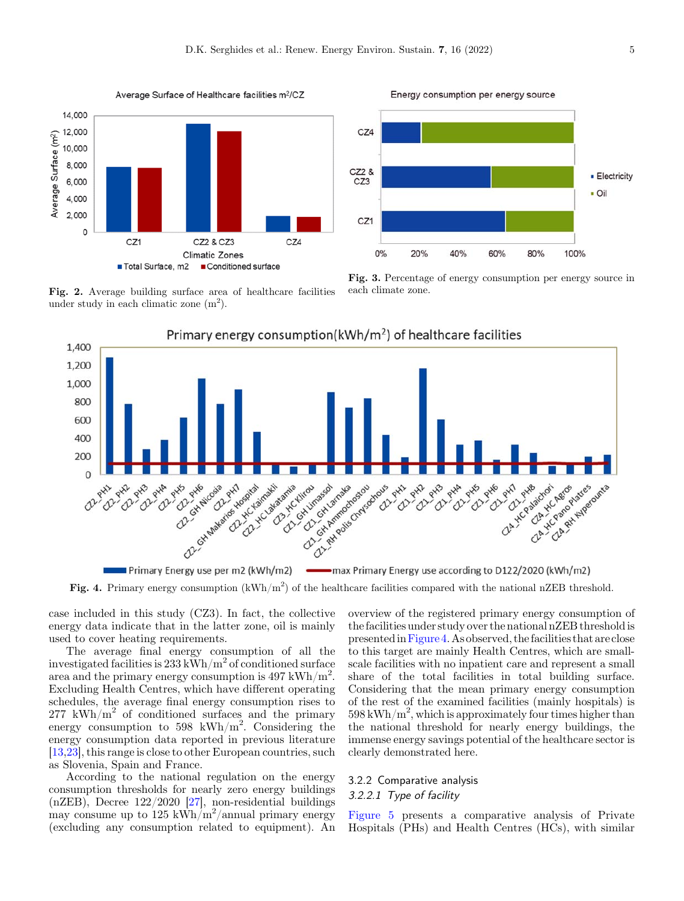Fig. 2. Average building surface area of healthcare facilities under study in each climatic zone ($m^2$).

Fig. 3. Percentage of energy consumption per energy source in each climate zone.

Fig. 4. Primary energy consumption ($kWh/m^2$) of the healthcare facilities compared with the national nZEB threshold.

case included in this study (CZ3). In fact, the collective energy data indicate that in the latter zone, oil is mainly used to cover heating requirements.

The average final energy consumption of all the investigated facilities is 233 $kWh/m^2$ of conditioned surface area and the primary energy consumption is 497 $kWh/m^2$. Excluding Health Centres, which have different operating schedules, the average final energy consumption rises to 277 $kWh/m^2$ of conditioned surfaces and the primary energy consumption to 598 $kWh/m^2$. Considering the energy consumption data reported in previous literature [13,23], this range is close to other European countries, such as Slovenia, Spain and France.

According to the national regulation on the energy consumption thresholds for nearly zero energy buildings (nZEB), Decree 122/2020 [27], non-residential buildings may consume up to 125 $kWh/m^2$/annual primary energy (excluding any consumption related to equipment). An overview of the registered primary energy consumption of the facilities under study over the national nZEB threshold is presented in Figure 4. As observed, the facilities that are close to this target are mainly Health Centres, which are small-scale facilities with no inpatient care and represent a small share of the total facilities in total building surface. Considering that the mean primary energy consumption of the rest of the examined facilities (mainly hospitals) is 598 $kWh/m^2$, which is approximately four times higher than the national threshold for nearly energy buildings, the immense energy savings potential of the healthcare sector is clearly demonstrated here.

### 3.2.2 Comparative analysis

#### *3.2.2.1 Type of facility*

Figure 5 presents a comparative analysis of Private Hospitals (PHs) and Health Centres (HCs), with similar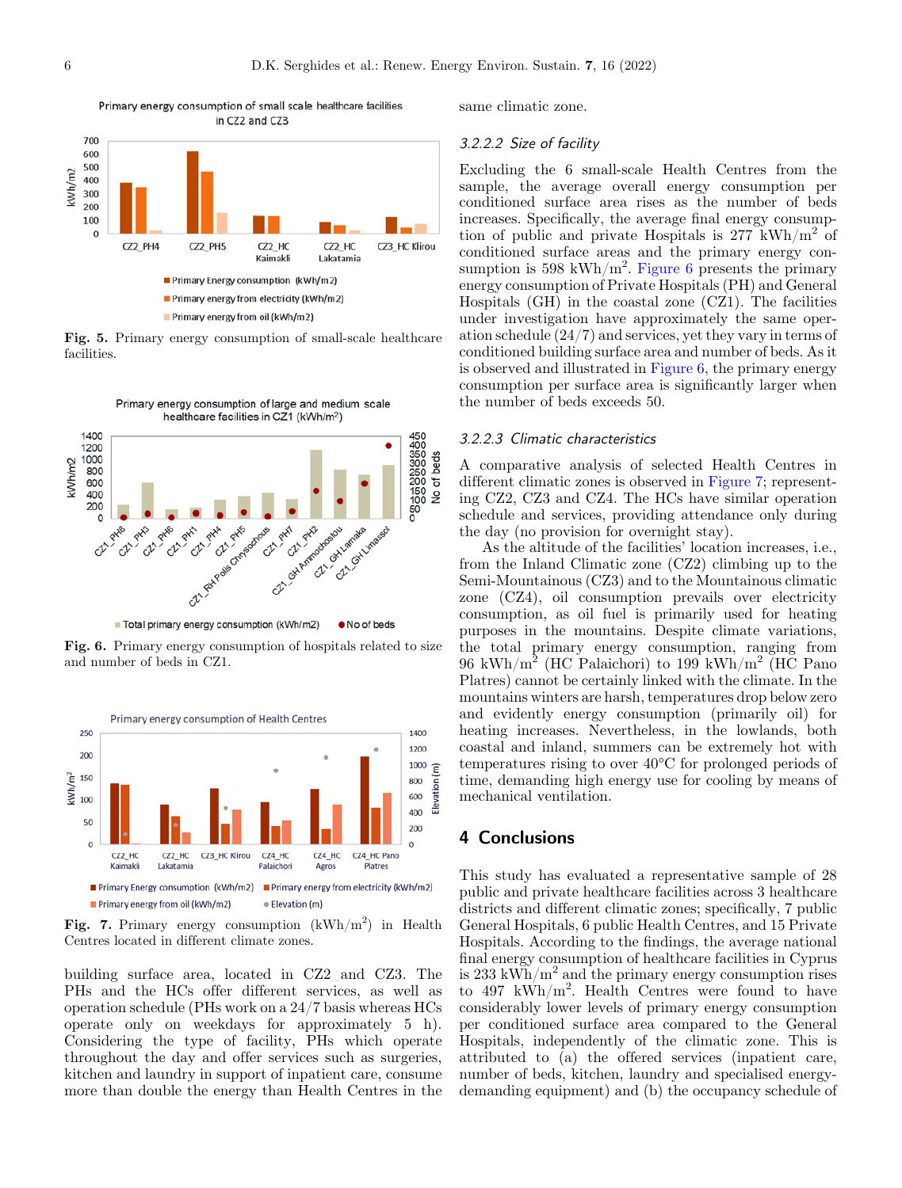Fig. 5. Primary energy consumption of small-scale healthcare facilities.

Fig. 6. Primary energy consumption of hospitals related to size and number of beds in CZ1.

Fig. 7. Primary energy consumption (kWh/m$^2$) in Health Centres located in different climate zones.

building surface area, located in CZ2 and CZ3. The PHs and the HCs offer different services, as well as operation schedule (PHs work on a 24/7 basis whereas HCs operate only on weekdays for approximately 5 h). Considering the type of facility, PHs which operate throughout the day and offer services such as surgeries, kitchen and laundry in support of inpatient care, consume more than double the energy than Health Centres in the same climatic zone.

#### 3.2.2.2 Size of facility

Excluding the 6 small-scale Health Centres from the sample, the average overall energy consumption per conditioned surface area rises as the number of beds increases. Specifically, the average final energy consumption of public and private Hospitals is 277 kWh/m$^2$ of conditioned surface areas and the primary energy consumption is 598 kWh/m$^2$. Figure 6 presents the primary energy consumption of Private Hospitals (PH) and General Hospitals (GH) in the coastal zone (CZ1). The facilities under investigation have approximately the same operation schedule (24/7) and services, yet they vary in terms of conditioned building surface area and number of beds. As it is observed and illustrated in Figure 6, the primary energy consumption per surface area is significantly larger when the number of beds exceeds 50.

#### 3.2.2.3 Climatic characteristics

A comparative analysis of selected Health Centres in different climatic zones is observed in Figure 7; representing CZ2, CZ3 and CZ4. The HCs have similar operation schedule and services, providing attendance only during the day (no provision for overnight stay).

As the altitude of the facilities' location increases, i.e., from the Inland Climatic zone (CZ2) climbing up to the Semi-Mountainous (CZ3) and to the Mountainous climatic zone (CZ4), oil consumption prevails over electricity consumption, as oil fuel is primarily used for heating purposes in the mountains. Despite climate variations, the total primary energy consumption, ranging from 96 kWh/m$^2$ (HC Palaichori) to 199 kWh/m$^2$ (HC Pano Platres) cannot be certainly linked with the climate. In the mountains winters are harsh, temperatures drop below zero and evidently energy consumption (primarily oil) for heating increases. Nevertheless, in the lowlands, both coastal and inland, summers can be extremely hot with temperatures rising to over 40°C for prolonged periods of time, demanding high energy use for cooling by means of mechanical ventilation.

## 4 Conclusions

This study has evaluated a representative sample of 28 public and private healthcare facilities across 3 healthcare districts and different climatic zones; specifically, 7 public General Hospitals, 6 public Health Centres, and 15 Private Hospitals. According to the findings, the average national final energy consumption of healthcare facilities in Cyprus is 233 kWh/m$^2$ and the primary energy consumption rises to 497 kWh/m$^2$. Health Centres were found to have considerably lower levels of primary energy consumption per conditioned surface area compared to the General Hospitals, independently of the climatic zone. This is attributed to (a) the offered services (inpatient care, number of beds, kitchen, laundry and specialised energy-demanding equipment) and (b) the occupancy schedule of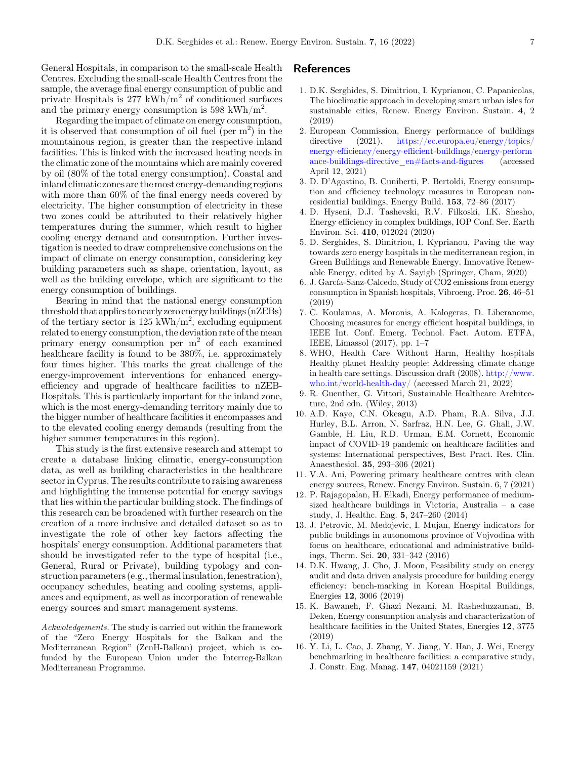General Hospitals, in comparison to the small-scale Health Centres. Excluding the small-scale Health Centres from the sample, the average final energy consumption of public and private Hospitals is 277 kWh/m$^2$ of conditioned surfaces and the primary energy consumption is 598 kWh/m$^2$.

Regarding the impact of climate on energy consumption, it is observed that consumption of oil fuel (per m$^2$) in the mountainous region, is greater than the respective inland facilities. This is linked with the increased heating needs in the climatic zone of the mountains which are mainly covered by oil (80% of the total energy consumption). Coastal and inland climatic zones are the most energy-demanding regions with more than 60% of the final energy needs covered by electricity. The higher consumption of electricity in these two zones could be attributed to their relatively higher temperatures during the summer, which result to higher cooling energy demand and consumption. Further investigation is needed to draw comprehensive conclusions on the impact of climate on energy consumption, considering key building parameters such as shape, orientation, layout, as well as the building envelope, which are significant to the energy consumption of buildings.

Bearing in mind that the national energy consumption threshold that applies to nearly zero energy buildings (nZEBs) of the tertiary sector is 125 kWh/m$^2$, excluding equipment related to energy consumption, the deviation rate of the mean primary energy consumption per m$^2$ of each examined healthcare facility is found to be 380%, i.e. approximately four times higher. This marks the great challenge of the energy-improvement interventions for enhanced energy-efficiency and upgrade of healthcare facilities to nZEB-Hospitals. This is particularly important for the inland zone, which is the most energy-demanding territory mainly due to the bigger number of healthcare facilities it encompasses and to the elevated cooling energy demands (resulting from the higher summer temperatures in this region).

This study is the first extensive research and attempt to create a database linking climatic, energy-consumption data, as well as building characteristics in the healthcare sector in Cyprus. The results contribute to raising awareness and highlighting the immense potential for energy savings that lies within the particular building stock. The findings of this research can be broadened with further research on the creation of a more inclusive and detailed dataset so as to investigate the role of other key factors affecting the hospitals' energy consumption. Additional parameters that should be investigated refer to the type of hospital (i.e., General, Rural or Private), building typology and construction parameters (e.g., thermal insulation, fenestration), occupancy schedules, heating and cooling systems, appliances and equipment, as well as incorporation of renewable energy sources and smart management systems.

*Ackwoledgements.* The study is carried out within the framework of the "Zero Energy Hospitals for the Balkan and the Mediterranean Region" (ZenH-Balkan) project, which is co-funded by the European Union under the Interreg-Balkan Mediterranean Programme.

## References

1. D.K. Serghides, S. Dimitriou, I. Kyprianou, C. Papanicolas, The bioclimatic approach in developing smart urban isles for sustainable cities, Renew. Energy Environ. Sustain. **4**, 2 (2019)
2. European Commission, Energy performance of buildings directive (2021). https://ec.europa.eu/energy/topics/energy-efficiency/energy-efficient-buildings/energy-performance-buildings-directive_en#facts-and-figures (accessed April 12, 2021)
3. D. D'Agostino, B. Cuniberti, P. Bertoldi, Energy consumption and efficiency technology measures in European non-residential buildings, Energy Build. **153**, 72–86 (2017)
4. D. Hyseni, D.J. Tashevski, R.V. Filkoski, I.K. Shesho, Energy efficiency in complex buildings, IOP Conf. Ser. Earth Environ. Sci. **410**, 012024 (2020)
5. D. Serghides, S. Dimitriou, I. Kyprianou, Paving the way towards zero energy hospitals in the mediterranean region, in Green Buildings and Renewable Energy. Innovative Renewable Energy, edited by A. Sayigh (Springer, Cham, 2020)
6. J. García-Sanz-Calcedo, Study of CO2 emissions from energy consumption in Spanish hospitals, Vibroeng. Proc. **26**, 46–51 (2019)
7. C. Koulamas, A. Moronis, A. Kalogeras, D. Liberanome, Choosing measures for energy efficient hospital buildings, in IEEE Int. Conf. Emerg. Technol. Fact. Autom. ETFA, IEEE, Limassol (2017), pp. 1–7
8. WHO, Health Care Without Harm, Healthy hospitals Healthy planet Healthy people: Addressing climate change in health care settings. Discussion draft (2008). http://www.who.int/world-health-day/ (accessed March 21, 2022)
9. R. Guenther, G. Vittori, Sustainable Healthcare Architecture, 2nd edn. (Wiley, 2013)
10. A.D. Kaye, C.N. Okeagu, A.D. Pham, R.A. Silva, J.J. Hurley, B.L. Arron, N. Sarfraz, H.N. Lee, G. Ghali, J.W. Gamble, H. Liu, R.D. Urman, E.M. Cornett, Economic impact of COVID-19 pandemic on healthcare facilities and systems: International perspectives, Best Pract. Res. Clin. Anaesthesiol. **35**, 293–306 (2021)
11. V.A. Ani, Powering primary healthcare centres with clean energy sources, Renew. Energy Environ. Sustain. 6, 7 (2021)
12. P. Rajagopalan, H. Elkadi, Energy performance of medium-sized healthcare buildings in Victoria, Australia – a case study, J. Healthc. Eng. **5**, 247–260 (2014)
13. J. Petrovic, M. Medojevic, I. Mujan, Energy indicators for public buildings in autonomous province of Vojvodina with focus on healthcare, educational and administrative buildings, Therm. Sci. **20**, 331–342 (2016)
14. D.K. Hwang, J. Cho, J. Moon, Feasibility study on energy audit and data driven analysis procedure for building energy efficiency: bench-marking in Korean Hospital Buildings, Energies **12**, 3006 (2019)
15. K. Bawaneh, F. Ghazi Nezami, M. Rasheduzzaman, B. Deken, Energy consumption analysis and characterization of healthcare facilities in the United States, Energies **12**, 3775 (2019)
16. Y. Li, L. Cao, J. Zhang, Y. Jiang, Y. Han, J. Wei, Energy benchmarking in healthcare facilities: a comparative study, J. Constr. Eng. Manag. **147**, 04021159 (2021)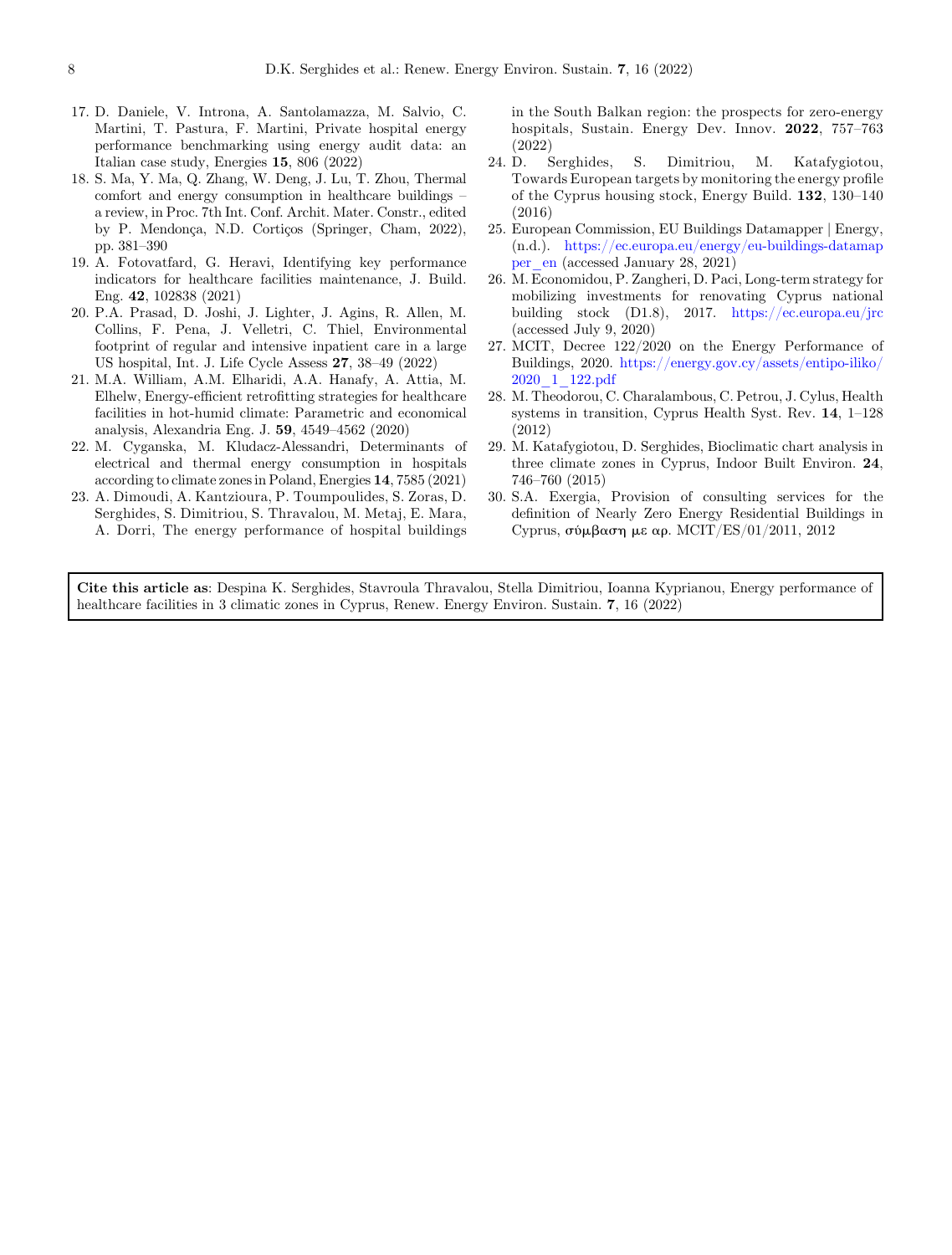17. D. Daniele, V. Introna, A. Santolamazza, M. Salvio, C. Martini, T. Pastura, F. Martini, Private hospital energy performance benchmarking using energy audit data: an Italian case study, Energies **15**, 806 (2022)
18. S. Ma, Y. Ma, Q. Zhang, W. Deng, J. Lu, T. Zhou, Thermal comfort and energy consumption in healthcare buildings – a review, in Proc. 7th Int. Conf. Archit. Mater. Constr., edited by P. Mendonça, N.D. Cortiços (Springer, Cham, 2022), pp. 381–390
19. A. Fotovatfard, G. Heravi, Identifying key performance indicators for healthcare facilities maintenance, J. Build. Eng. **42**, 102838 (2021)
20. P.A. Prasad, D. Joshi, J. Lighter, J. Agins, R. Allen, M. Collins, F. Pena, J. Velletri, C. Thiel, Environmental footprint of regular and intensive inpatient care in a large US hospital, Int. J. Life Cycle Assess **27**, 38–49 (2022)
21. M.A. William, A.M. Elharidi, A.A. Hanafy, A. Attia, M. Elhelw, Energy-efficient retrofitting strategies for healthcare facilities in hot-humid climate: Parametric and economical analysis, Alexandria Eng. J. **59**, 4549–4562 (2020)
22. M. Cyganska, M. Kludacz-Alessandri, Determinants of electrical and thermal energy consumption in hospitals according to climate zones in Poland, Energies **14**, 7585 (2021)
23. A. Dimoudi, A. Kantzioura, P. Toumpoulides, S. Zoras, D. Serghides, S. Dimitriou, S. Thravalou, M. Metaj, E. Mara, A. Dorri, The energy performance of hospital buildings in the South Balkan region: the prospects for zero-energy hospitals, Sustain. Energy Dev. Innov. **2022**, 757–763 (2022)
24. D. Serghides, S. Dimitriou, M. Katafygiotou, Towards European targets by monitoring the energy profile of the Cyprus housing stock, Energy Build. **132**, 130–140 (2016)
25. European Commission, EU Buildings Datamapper | Energy, (n.d.). https://ec.europa.eu/energy/eu-buildings-datamapper_en (accessed January 28, 2021)
26. M. Economidou, P. Zangheri, D. Paci, Long-term strategy for mobilizing investments for renovating Cyprus national building stock (D1.8), 2017. https://ec.europa.eu/jrc (accessed July 9, 2020)
27. MCIT, Decree 122/2020 on the Energy Performance of Buildings, 2020. https://energy.gov.cy/assets/entipo-iliko/2020_1_122.pdf
28. M. Theodorou, C. Charalambous, C. Petrou, J. Cylus, Health systems in transition, Cyprus Health Syst. Rev. **14**, 1–128 (2012)
29. M. Katafygiotou, D. Serghides, Bioclimatic chart analysis in three climate zones in Cyprus, Indoor Built Environ. **24**, 746–760 (2015)
30. S.A. Exergia, Provision of consulting services for the definition of Nearly Zero Energy Residential Buildings in Cyprus, σύμβαση με αρ. MCIT/ES/01/2011, 2012

**Cite this article as**: Despina K. Serghides, Stavroula Thravalou, Stella Dimitriou, Ioanna Kyprianou, Energy performance of healthcare facilities in 3 climatic zones in Cyprus, Renew. Energy Environ. Sustain. **7**, 16 (2022)